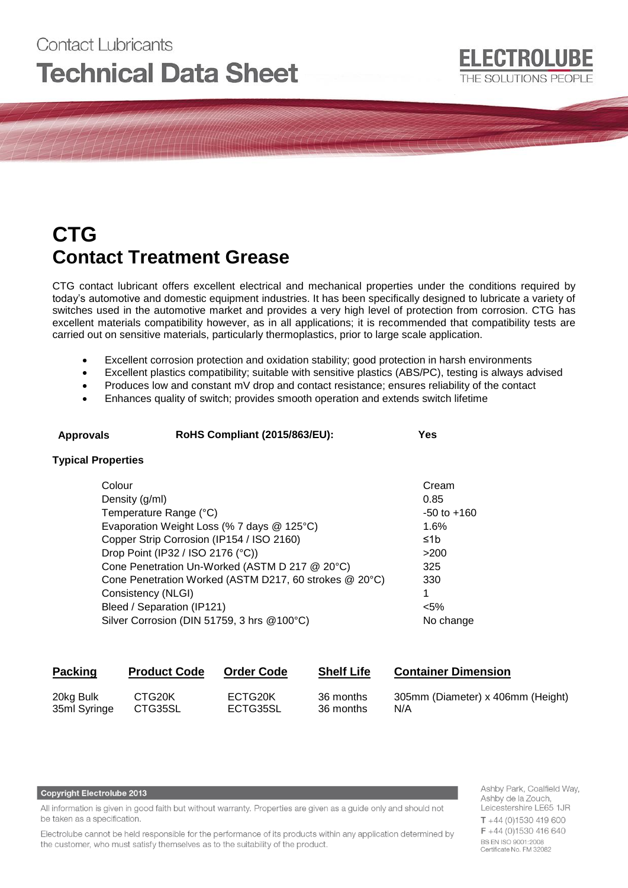Contact Lubricants

# Technical Data Sheet

ELECTROLUBE
THE SOLUTIONS PEOPLE

# CTG
## Contact Treatment Grease

CTG contact lubricant offers excellent electrical and mechanical properties under the conditions required by today's automotive and domestic equipment industries. It has been specifically designed to lubricate a variety of switches used in the automotive market and provides a very high level of protection from corrosion. CTG has excellent materials compatibility however, as in all applications; it is recommended that compatibility tests are carried out on sensitive materials, particularly thermoplastics, prior to large scale application.

- Excellent corrosion protection and oxidation stability; good protection in harsh environments
- Excellent plastics compatibility; suitable with sensitive plastics (ABS/PC), testing is always advised
- Produces low and constant mV drop and contact resistance; ensures reliability of the contact
- Enhances quality of switch; provides smooth operation and extends switch lifetime

**Approvals** **RoHS Compliant (2015/863/EU):** **Yes**

**Typical Properties**

| Property | Value |
|---|---|
| Colour | Cream |
| Density (g/ml) | 0.85 |
| Temperature Range (°C) | -50 to +160 |
| Evaporation Weight Loss (% 7 days @ 125°C) | 1.6% |
| Copper Strip Corrosion (IP154 / ISO 2160) | ≤1b |
| Drop Point (IP32 / ISO 2176 (°C)) | >200 |
| Cone Penetration Un-Worked (ASTM D 217 @ 20°C) | 325 |
| Cone Penetration Worked (ASTM D217, 60 strokes @ 20°C) | 330 |
| Consistency (NLGI) | 1 |
| Bleed / Separation (IP121) | <5% |
| Silver Corrosion (DIN 51759, 3 hrs @100°C) | No change |

| Packing | Product Code | Order Code | Shelf Life | Container Dimension |
|---|---|---|---|---|
| 20kg Bulk | CTG20K | ECTG20K | 36 months | 305mm (Diameter) x 406mm (Height) |
| 35ml Syringe | CTG35SL | ECTG35SL | 36 months | N/A |

**Copyright Electrolube 2013**

All information is given in good faith but without warranty. Properties are given as a guide only and should not be taken as a specification.

Electrolube cannot be held responsible for the performance of its products within any application determined by the customer, who must satisfy themselves as to the suitability of the product.

Ashby Park, Coalfield Way,
Ashby de la Zouch,
Leicestershire LE65 1JR
T +44 (0)1530 419 600
F +44 (0)1530 416 640
BS EN ISO 9001:2008
Certificate No. FM 32082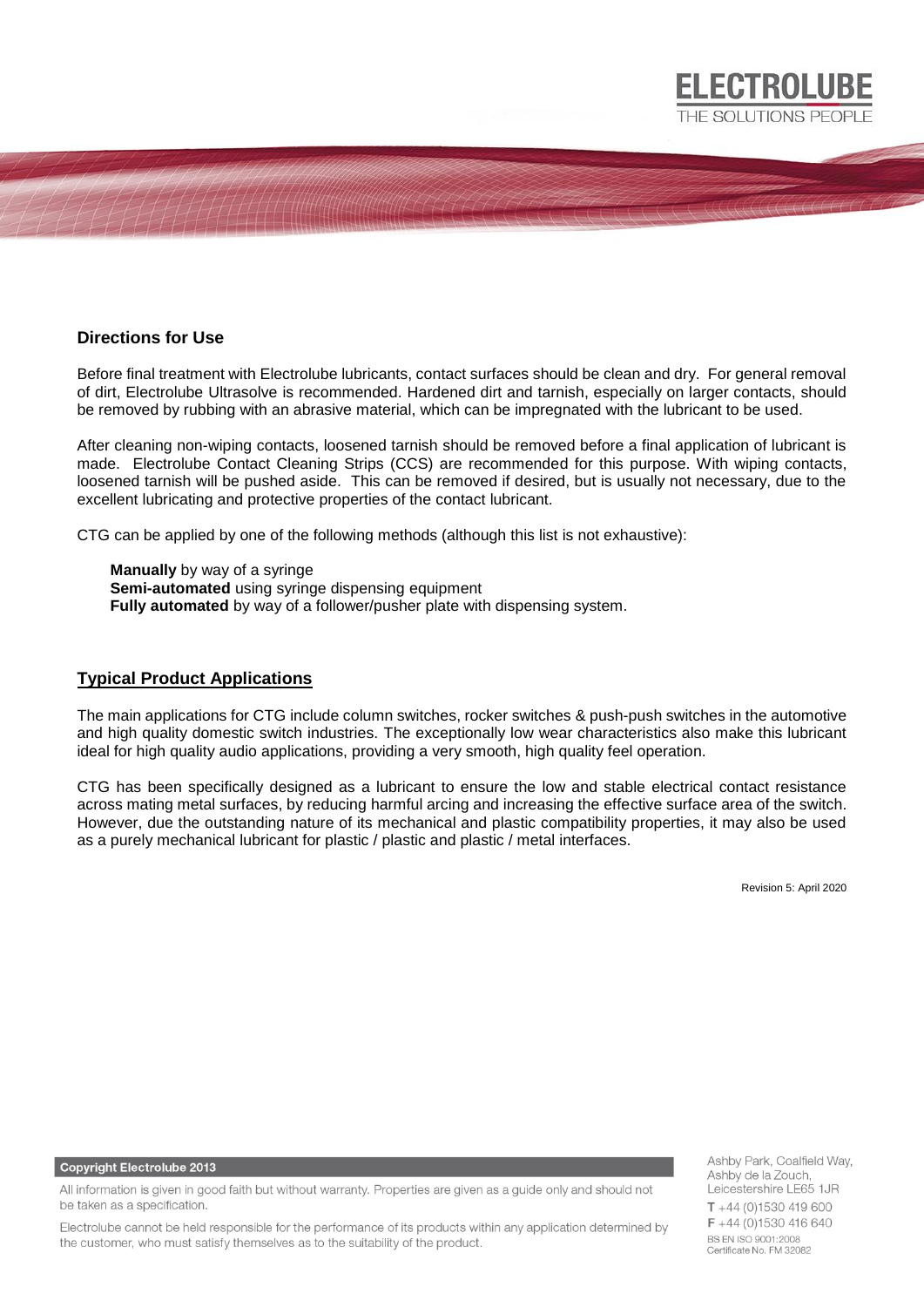## Directions for Use

Before final treatment with Electrolube lubricants, contact surfaces should be clean and dry. For general removal of dirt, Electrolube Ultrasolve is recommended. Hardened dirt and tarnish, especially on larger contacts, should be removed by rubbing with an abrasive material, which can be impregnated with the lubricant to be used.

After cleaning non-wiping contacts, loosened tarnish should be removed before a final application of lubricant is made. Electrolube Contact Cleaning Strips (CCS) are recommended for this purpose. With wiping contacts, loosened tarnish will be pushed aside. This can be removed if desired, but is usually not necessary, due to the excellent lubricating and protective properties of the contact lubricant.

CTG can be applied by one of the following methods (although this list is not exhaustive):

**Manually** by way of a syringe
**Semi-automated** using syringe dispensing equipment
**Fully automated** by way of a follower/pusher plate with dispensing system.

## Typical Product Applications

The main applications for CTG include column switches, rocker switches & push-push switches in the automotive and high quality domestic switch industries. The exceptionally low wear characteristics also make this lubricant ideal for high quality audio applications, providing a very smooth, high quality feel operation.

CTG has been specifically designed as a lubricant to ensure the low and stable electrical contact resistance across mating metal surfaces, by reducing harmful arcing and increasing the effective surface area of the switch. However, due the outstanding nature of its mechanical and plastic compatibility properties, it may also be used as a purely mechanical lubricant for plastic / plastic and plastic / metal interfaces.

Revision 5: April 2020

**Copyright Electrolube 2013**

All information is given in good faith but without warranty. Properties are given as a guide only and should not be taken as a specification.

Electrolube cannot be held responsible for the performance of its products within any application determined by the customer, who must satisfy themselves as to the suitability of the product.

Ashby Park, Coalfield Way, Ashby de la Zouch, Leicestershire LE65 1JR
T +44 (0)1530 419 600
F +44 (0)1530 416 640
BS EN ISO 9001:2008
Certificate No. FM 32082